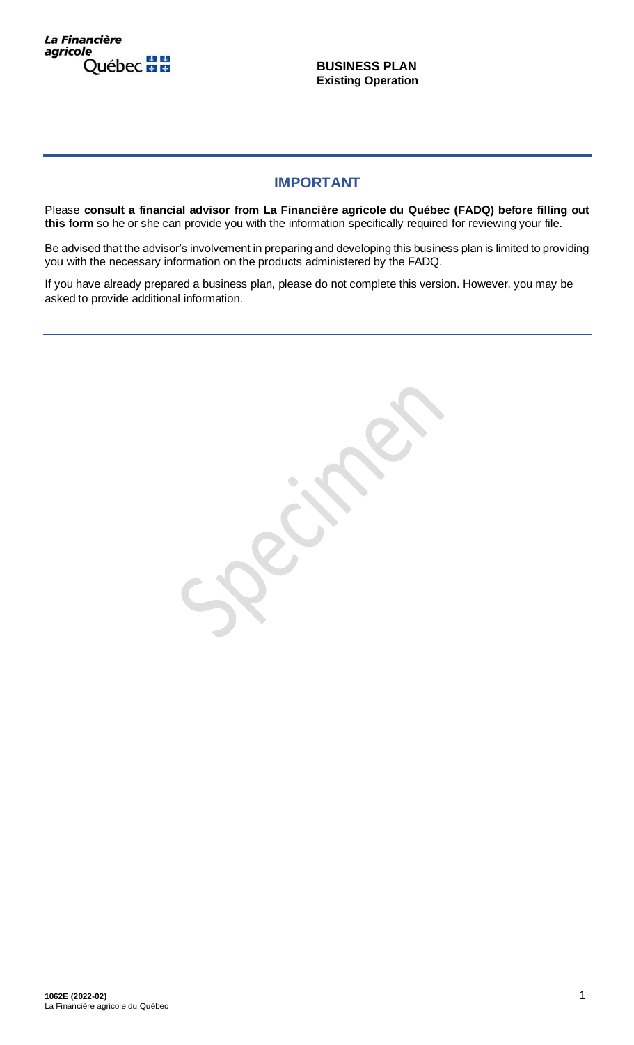La Financière agricole Québec

**BUSINESS PLAN**
**Existing Operation**

## IMPORTANT

Please **consult a financial advisor from La Financière agricole du Québec (FADQ) before filling out this form** so he or she can provide you with the information specifically required for reviewing your file.

Be advised that the advisor's involvement in preparing and developing this business plan is limited to providing you with the necessary information on the products administered by the FADQ.

If you have already prepared a business plan, please do not complete this version. However, you may be asked to provide additional information.

Specimen

**1062E (2022-02)**
La Financière agricole du Québec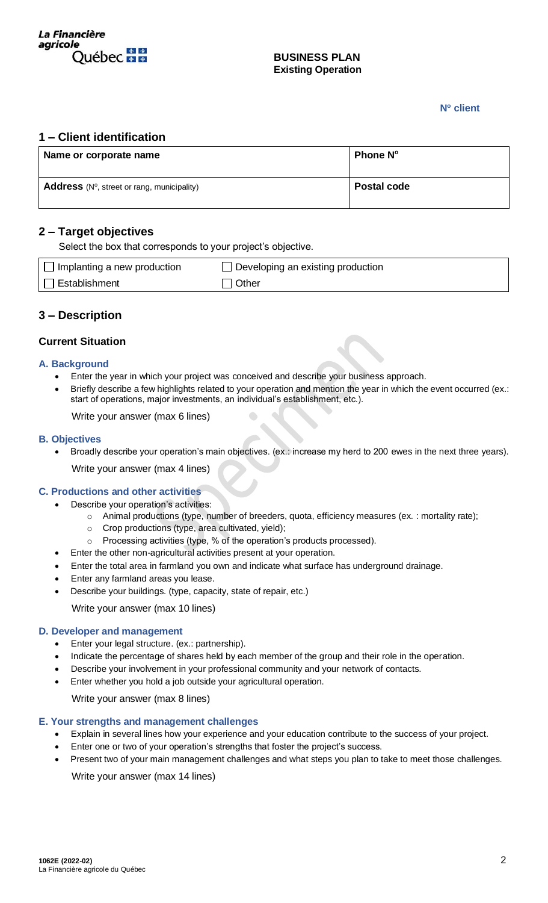La Financière agricole Québec

**BUSINESS PLAN**
**Existing Operation**

**Nº client**

## 1 – Client identification

| Name or corporate name | Phone Nº |
|---|---|
| **Address** (Nº, street or rang, municipality) | **Postal code** |

## 2 – Target objectives

Select the box that corresponds to your project's objective.

| | |
|---|---|
| ☐ Implanting a new production | ☐ Developing an existing production |
| ☐ Establishment | ☐ Other |

## 3 – Description

### Current Situation

#### A. Background

- Enter the year in which your project was conceived and describe your business approach.
- Briefly describe a few highlights related to your operation and mention the year in which the event occurred (ex.: start of operations, major investments, an individual's establishment, etc.).

Write your answer (max 6 lines)

#### B. Objectives

- Broadly describe your operation's main objectives. (ex.: increase my herd to 200 ewes in the next three years).

Write your answer (max 4 lines)

#### C. Productions and other activities

- Describe your operation's activities:
  - Animal productions (type, number of breeders, quota, efficiency measures (ex. : mortality rate);
  - Crop productions (type, area cultivated, yield);
  - Processing activities (type, % of the operation's products processed).
- Enter the other non-agricultural activities present at your operation.
- Enter the total area in farmland you own and indicate what surface has underground drainage.
- Enter any farmland areas you lease.
- Describe your buildings. (type, capacity, state of repair, etc.)

Write your answer (max 10 lines)

#### D. Developer and management

- Enter your legal structure. (ex.: partnership).
- Indicate the percentage of shares held by each member of the group and their role in the operation.
- Describe your involvement in your professional community and your network of contacts.
- Enter whether you hold a job outside your agricultural operation.

Write your answer (max 8 lines)

#### E. Your strengths and management challenges

- Explain in several lines how your experience and your education contribute to the success of your project.
- Enter one or two of your operation's strengths that foster the project's success.
- Present two of your main management challenges and what steps you plan to take to meet those challenges.

Write your answer (max 14 lines)

1062E (2022-02)
La Financière agricole du Québec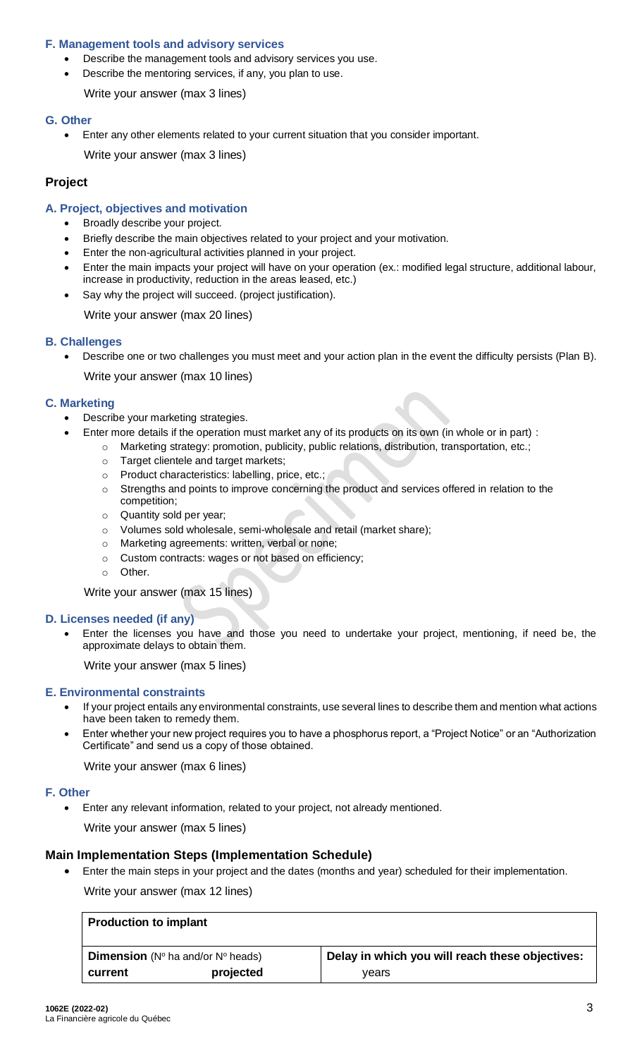### F. Management tools and advisory services

- Describe the management tools and advisory services you use.
- Describe the mentoring services, if any, you plan to use.

Write your answer (max 3 lines)

### G. Other

- Enter any other elements related to your current situation that you consider important.

Write your answer (max 3 lines)

## Project

### A. Project, objectives and motivation

- Broadly describe your project.
- Briefly describe the main objectives related to your project and your motivation.
- Enter the non-agricultural activities planned in your project.
- Enter the main impacts your project will have on your operation (ex.: modified legal structure, additional labour, increase in productivity, reduction in the areas leased, etc.)
- Say why the project will succeed. (project justification).

Write your answer (max 20 lines)

### B. Challenges

- Describe one or two challenges you must meet and your action plan in the event the difficulty persists (Plan B).

Write your answer (max 10 lines)

### C. Marketing

- Describe your marketing strategies.
- Enter more details if the operation must market any of its products on its own (in whole or in part) :
  - Marketing strategy: promotion, publicity, public relations, distribution, transportation, etc.;
  - Target clientele and target markets;
  - Product characteristics: labelling, price, etc.;
  - Strengths and points to improve concerning the product and services offered in relation to the competition;
  - Quantity sold per year;
  - Volumes sold wholesale, semi-wholesale and retail (market share);
  - Marketing agreements: written, verbal or none;
  - Custom contracts: wages or not based on efficiency;
  - Other.

Write your answer (max 15 lines)

### D. Licenses needed (if any)

- Enter the licenses you have and those you need to undertake your project, mentioning, if need be, the approximate delays to obtain them.

Write your answer (max 5 lines)

### E. Environmental constraints

- If your project entails any environmental constraints, use several lines to describe them and mention what actions have been taken to remedy them.
- Enter whether your new project requires you to have a phosphorus report, a "Project Notice" or an "Authorization Certificate" and send us a copy of those obtained.

Write your answer (max 6 lines)

### F. Other

- Enter any relevant information, related to your project, not already mentioned.

Write your answer (max 5 lines)

## Main Implementation Steps (Implementation Schedule)

- Enter the main steps in your project and the dates (months and year) scheduled for their implementation.

Write your answer (max 12 lines)

| **Production to implant** | | |
|---|---|---|
| **Dimension** (Nº ha and/or Nº heads) | | **Delay in which you will reach these objectives:** |
| **current** | **projected** | years |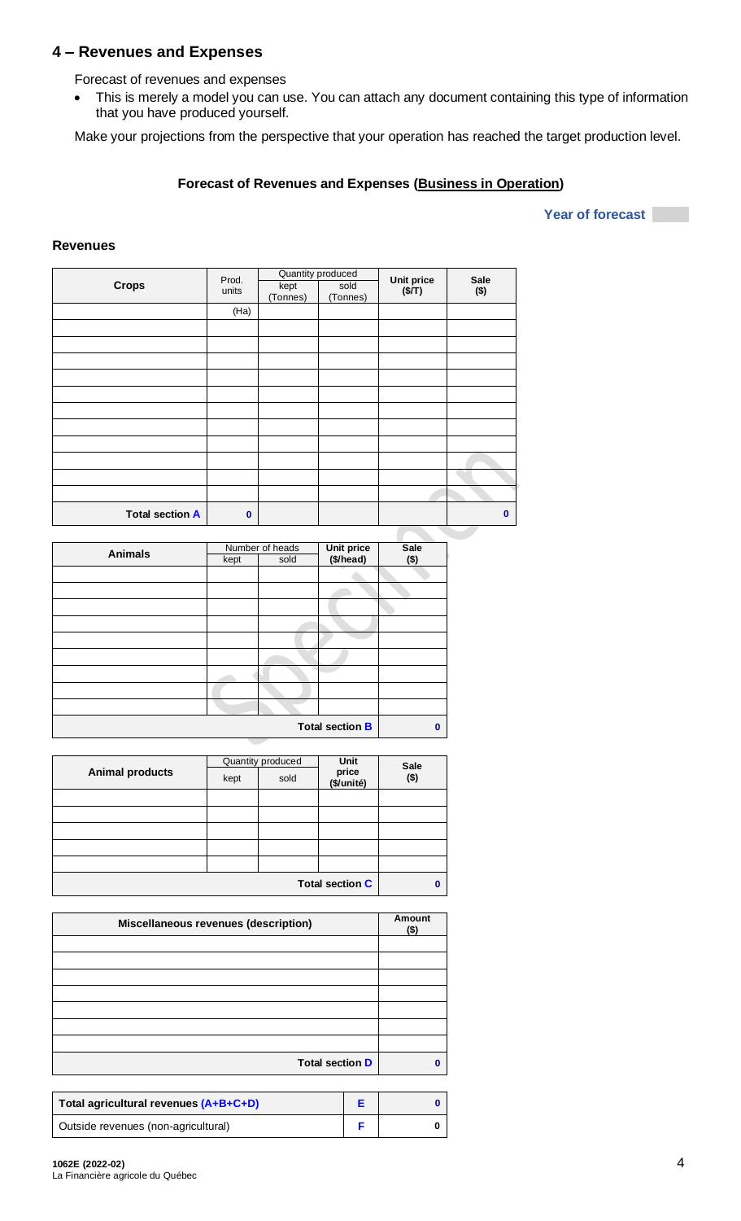## 4 – Revenues and Expenses

Forecast of revenues and expenses

- This is merely a model you can use. You can attach any document containing this type of information that you have produced yourself.

Make your projections from the perspective that your operation has reached the target production level.

### Forecast of Revenues and Expenses (Business in Operation)

**Year of forecast**

### Revenues

| Crops | Prod. units | Quantity produced | | Unit price ($/T) | Sale ($) |
|---|---|---|---|---|---|
| | | kept (Tonnes) | sold (Tonnes) | | |
| | (Ha) | | | | |
| | | | | | |
| | | | | | |
| | | | | | |
| | | | | | |
| | | | | | |
| | | | | | |
| | | | | | |
| | | | | | |
| | | | | | |
| | | | | | |
| | | | | | |
| **Total section A** | **0** | | | | **0** |

| Animals | Number of heads | | Unit price ($/head) | Sale ($) |
|---|---|---|---|---|
| | kept | sold | | |
| | | | | |
| | | | | |
| | | | | |
| | | | | |
| | | | | |
| | | | | |
| | | | | |
| | | | | |
| | | | | |
| | | | **Total section B** | **0** |

| Animal products | Quantity produced | | Unit price ($/unité) | Sale ($) |
|---|---|---|---|---|
| | kept | sold | | |
| | | | | |
| | | | | |
| | | | | |
| | | | | |
| | | | | |
| | | | **Total section C** | **0** |

| Miscellaneous revenues (description) | Amount ($) |
|---|---|
| | |
| | |
| | |
| | |
| | |
| | |
| | |
| **Total section D** | **0** |

| | | |
|---|---|---|
| **Total agricultural revenues (A+B+C+D)** | **E** | **0** |
| Outside revenues (non-agricultural) | **F** | **0** |

**1062E (2022-02)**
La Financière agricole du Québec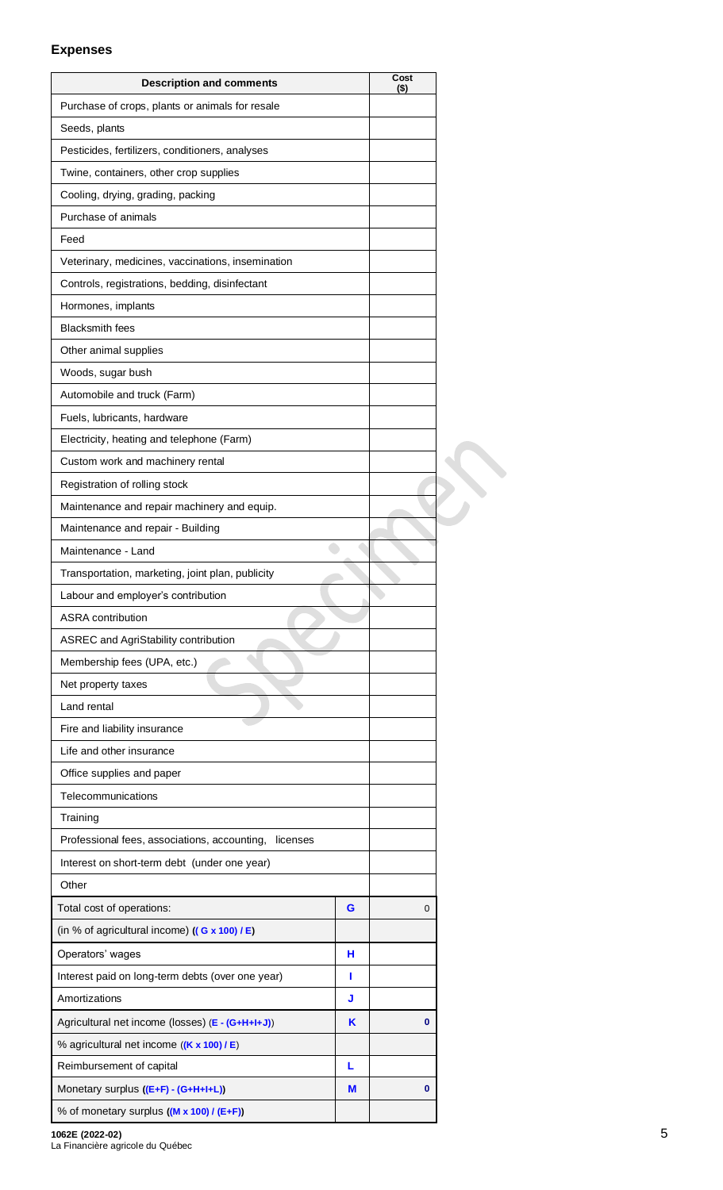## Expenses

| Description and comments | | Cost ($) |
|---|---|---|
| Purchase of crops, plants or animals for resale | | |
| Seeds, plants | | |
| Pesticides, fertilizers, conditioners, analyses | | |
| Twine, containers, other crop supplies | | |
| Cooling, drying, grading, packing | | |
| Purchase of animals | | |
| Feed | | |
| Veterinary, medicines, vaccinations, insemination | | |
| Controls, registrations, bedding, disinfectant | | |
| Hormones, implants | | |
| Blacksmith fees | | |
| Other animal supplies | | |
| Woods, sugar bush | | |
| Automobile and truck (Farm) | | |
| Fuels, lubricants, hardware | | |
| Electricity, heating and telephone (Farm) | | |
| Custom work and machinery rental | | |
| Registration of rolling stock | | |
| Maintenance and repair machinery and equip. | | |
| Maintenance and repair - Building | | |
| Maintenance - Land | | |
| Transportation, marketing, joint plan, publicity | | |
| Labour and employer's contribution | | |
| ASRA contribution | | |
| ASREC and AgriStability contribution | | |
| Membership fees (UPA, etc.) | | |
| Net property taxes | | |
| Land rental | | |
| Fire and liability insurance | | |
| Life and other insurance | | |
| Office supplies and paper | | |
| Telecommunications | | |
| Training | | |
| Professional fees, associations, accounting, licenses | | |
| Interest on short-term debt (under one year) | | |
| Other | | |
| Total cost of operations: | G | 0 |
| (in % of agricultural income) ((G x 100) / E) | | |
| Operators' wages | H | |
| Interest paid on long-term debts (over one year) | I | |
| Amortizations | J | |
| Agricultural net income (losses) (E - (G+H+I+J)) | K | 0 |
| % agricultural net income ((K x 100) / E) | | |
| Reimbursement of capital | L | |
| Monetary surplus ((E+F) - (G+H+I+L)) | M | 0 |
| % of monetary surplus ((M x 100) / (E+F)) | | |

1062E (2022-02)
La Financière agricole du Québec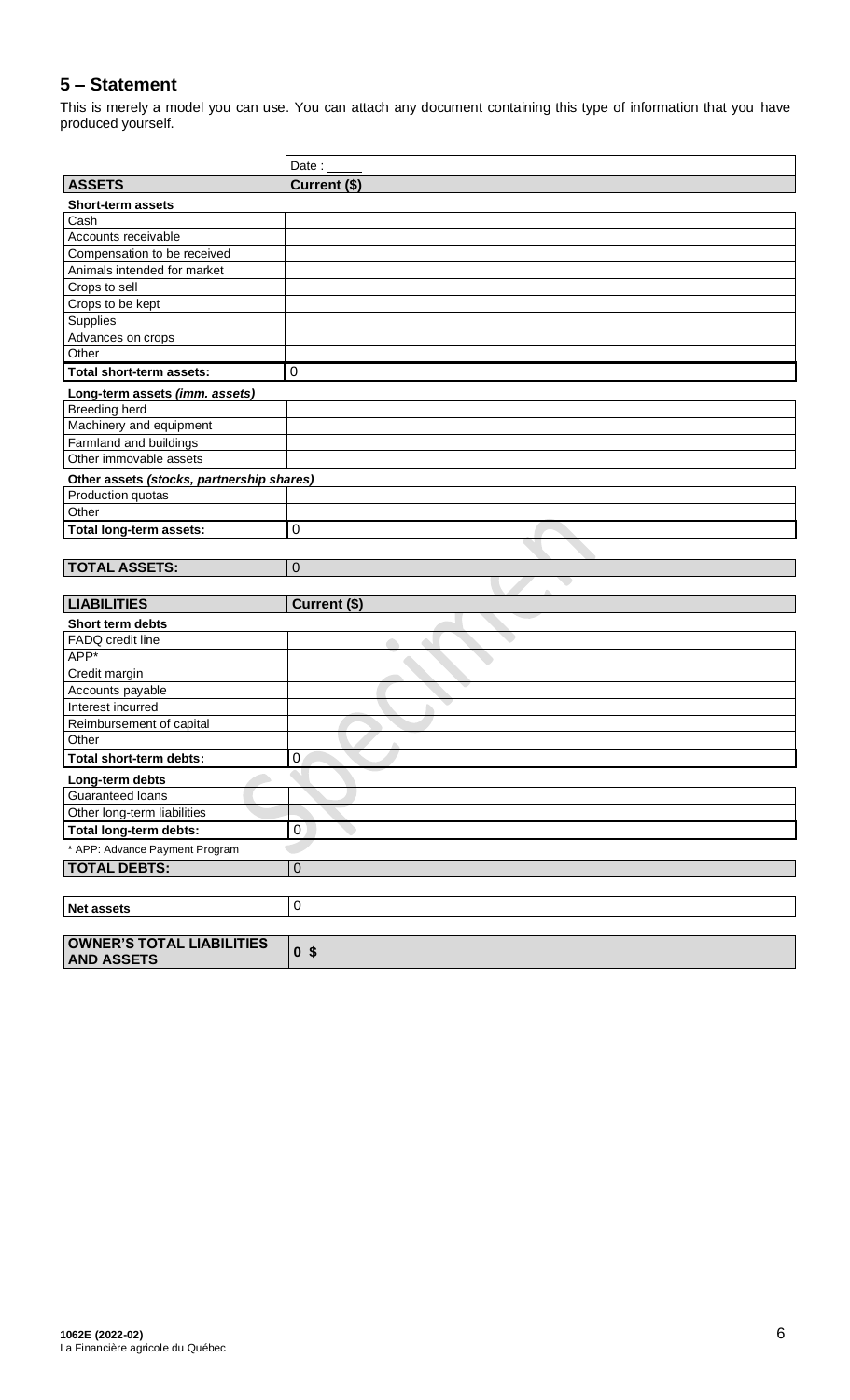## 5 – Statement

This is merely a model you can use. You can attach any document containing this type of information that you have produced yourself.

| | Date : _____ |
|---|---|
| **ASSETS** | **Current ($)** |
| **Short-term assets** | |
| Cash | |
| Accounts receivable | |
| Compensation to be received | |
| Animals intended for market | |
| Crops to sell | |
| Crops to be kept | |
| Supplies | |
| Advances on crops | |
| Other | |
| **Total short-term assets:** | 0 |
| **Long-term assets *(imm. assets)*** | |
| Breeding herd | |
| Machinery and equipment | |
| Farmland and buildings | |
| Other immovable assets | |
| **Other assets *(stocks, partnership shares)*** | |
| Production quotas | |
| Other | |
| **Total long-term assets:** | 0 |
| **TOTAL ASSETS:** | 0 |

| **LIABILITIES** | **Current ($)** |
|---|---|
| **Short term debts** | |
| FADQ credit line | |
| APP* | |
| Credit margin | |
| Accounts payable | |
| Interest incurred | |
| Reimbursement of capital | |
| Other | |
| **Total short-term debts:** | 0 |
| **Long-term debts** | |
| Guaranteed loans | |
| Other long-term liabilities | |
| **Total long-term debts:** | 0 |
| * APP: Advance Payment Program | |
| **TOTAL DEBTS:** | 0 |

| | |
|---|---|
| **Net assets** | 0 |

| | |
|---|---|
| **OWNER'S TOTAL LIABILITIES AND ASSETS** | **0 $** |

1062E (2022-02)
La Financière agricole du Québec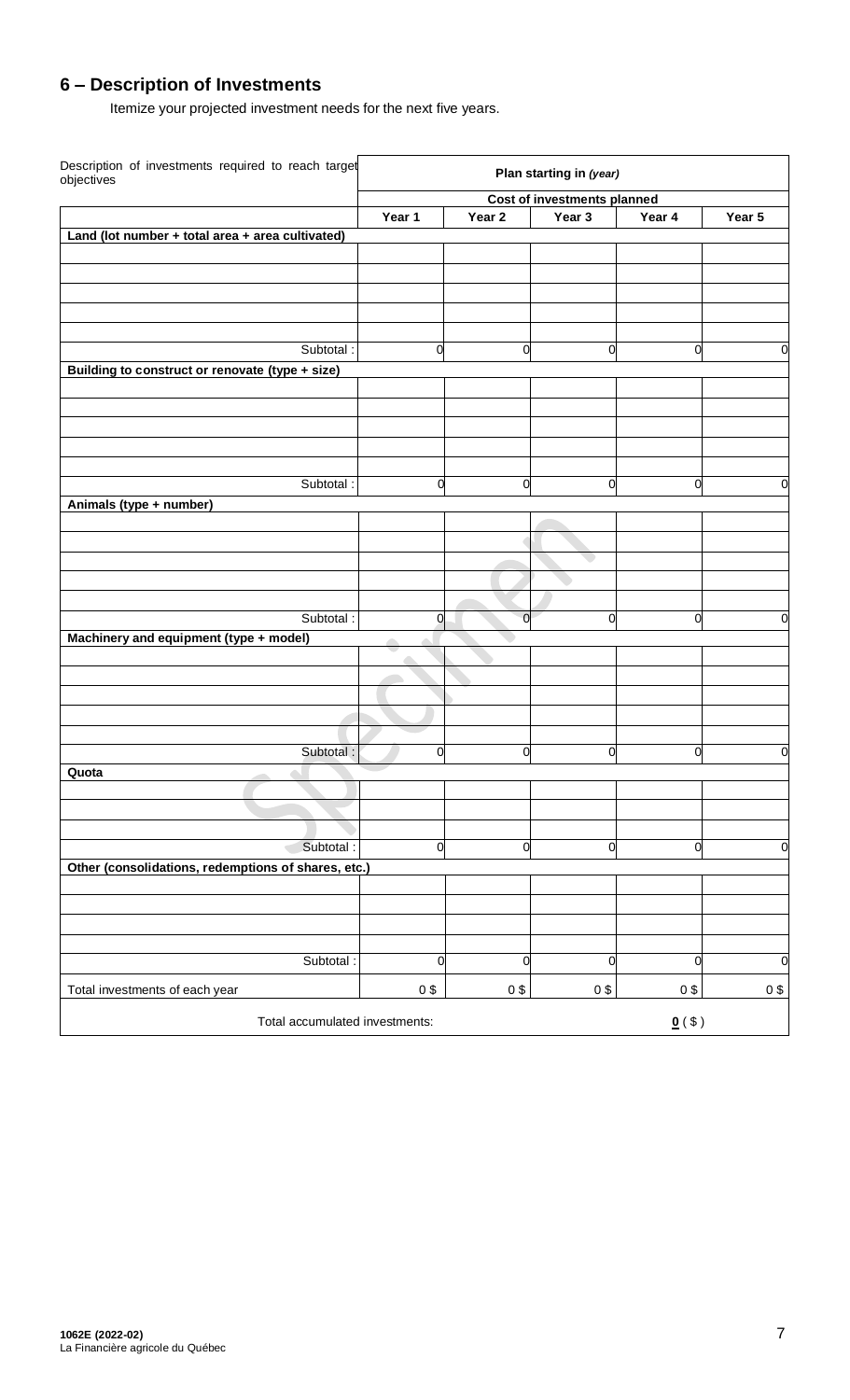## 6 – Description of Investments

Itemize your projected investment needs for the next five years.

| Description of investments required to reach target objectives | Plan starting in *(year)* | | | | |
|---|---|---|---|---|---|
| | Cost of investments planned | | | | |
| | Year 1 | Year 2 | Year 3 | Year 4 | Year 5 |
| **Land (lot number + total area + area cultivated)** | | | | | |
| | | | | | |
| | | | | | |
| | | | | | |
| | | | | | |
| | | | | | |
| Subtotal : | 0 | 0 | 0 | 0 | 0 |
| **Building to construct or renovate (type + size)** | | | | | |
| | | | | | |
| | | | | | |
| | | | | | |
| | | | | | |
| | | | | | |
| Subtotal : | 0 | 0 | 0 | 0 | 0 |
| **Animals (type + number)** | | | | | |
| | | | | | |
| | | | | | |
| | | | | | |
| | | | | | |
| | | | | | |
| Subtotal : | 0 | 0 | 0 | 0 | 0 |
| **Machinery and equipment (type + model)** | | | | | |
| | | | | | |
| | | | | | |
| | | | | | |
| | | | | | |
| | | | | | |
| Subtotal : | 0 | 0 | 0 | 0 | 0 |
| **Quota** | | | | | |
| | | | | | |
| | | | | | |
| | | | | | |
| Subtotal : | 0 | 0 | 0 | 0 | 0 |
| **Other (consolidations, redemptions of shares, etc.)** | | | | | |
| | | | | | |
| | | | | | |
| | | | | | |
| | | | | | |
| Subtotal : | 0 | 0 | 0 | 0 | 0 |
| Total investments of each year | 0 $ | 0 $ | 0 $ | 0 $ | 0 $ |
| Total accumulated investments: | | | | **0** ( $ ) | |

**1062E (2022-02)**
La Financière agricole du Québec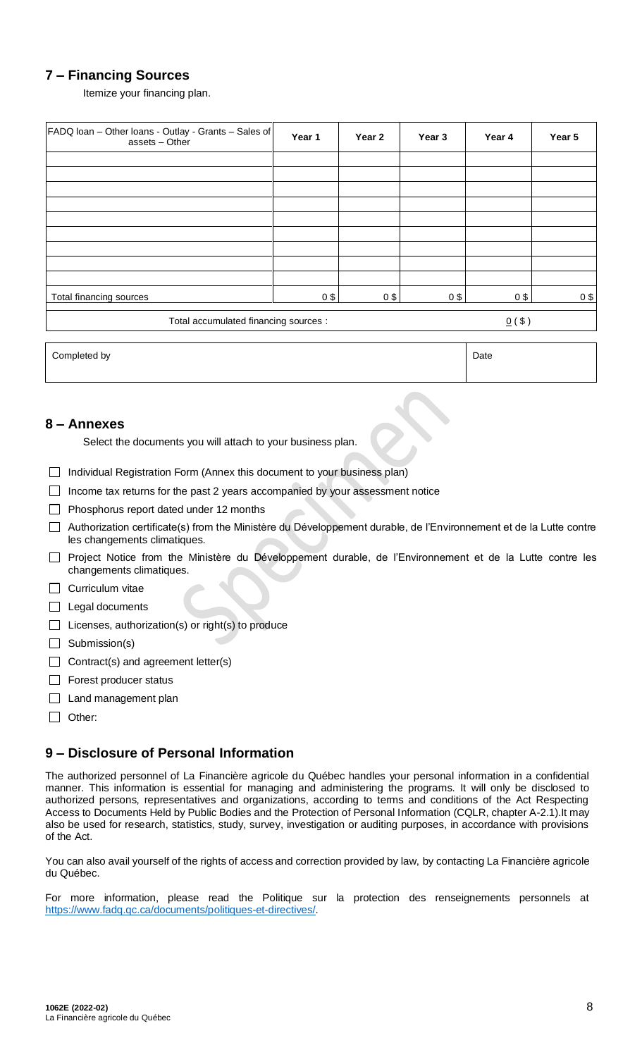## 7 – Financing Sources

Itemize your financing plan.

| FADQ loan – Other loans - Outlay - Grants – Sales of assets – Other | Year 1 | Year 2 | Year 3 | Year 4 | Year 5 |
|---|---|---|---|---|---|
| | | | | | |
| | | | | | |
| | | | | | |
| | | | | | |
| | | | | | |
| | | | | | |
| | | | | | |
| | | | | | |
| | | | | | |
| Total financing sources | 0 $ | 0 $ | 0 $ | 0 $ | 0 $ |

Total accumulated financing sources : 0 ( $ )

| Completed by | Date |
|---|---|
| | |

## 8 – Annexes

Select the documents you will attach to your business plan.

- ☐ Individual Registration Form (Annex this document to your business plan)
- ☐ Income tax returns for the past 2 years accompanied by your assessment notice
- ☐ Phosphorus report dated under 12 months
- ☐ Authorization certificate(s) from the Ministère du Développement durable, de l'Environnement et de la Lutte contre les changements climatiques.
- ☐ Project Notice from the Ministère du Développement durable, de l'Environnement et de la Lutte contre les changements climatiques.
- ☐ Curriculum vitae
- ☐ Legal documents
- ☐ Licenses, authorization(s) or right(s) to produce
- ☐ Submission(s)
- ☐ Contract(s) and agreement letter(s)
- ☐ Forest producer status
- ☐ Land management plan
- ☐ Other:

## 9 – Disclosure of Personal Information

The authorized personnel of La Financière agricole du Québec handles your personal information in a confidential manner. This information is essential for managing and administering the programs. It will only be disclosed to authorized persons, representatives and organizations, according to terms and conditions of the Act Respecting Access to Documents Held by Public Bodies and the Protection of Personal Information (CQLR, chapter A-2.1).It may also be used for research, statistics, study, survey, investigation or auditing purposes, in accordance with provisions of the Act.

You can also avail yourself of the rights of access and correction provided by law, by contacting La Financière agricole du Québec.

For more information, please read the Politique sur la protection des renseignements personnels at https://www.fadq.qc.ca/documents/politiques-et-directives/.

**1062E (2022-02)**
La Financière agricole du Québec